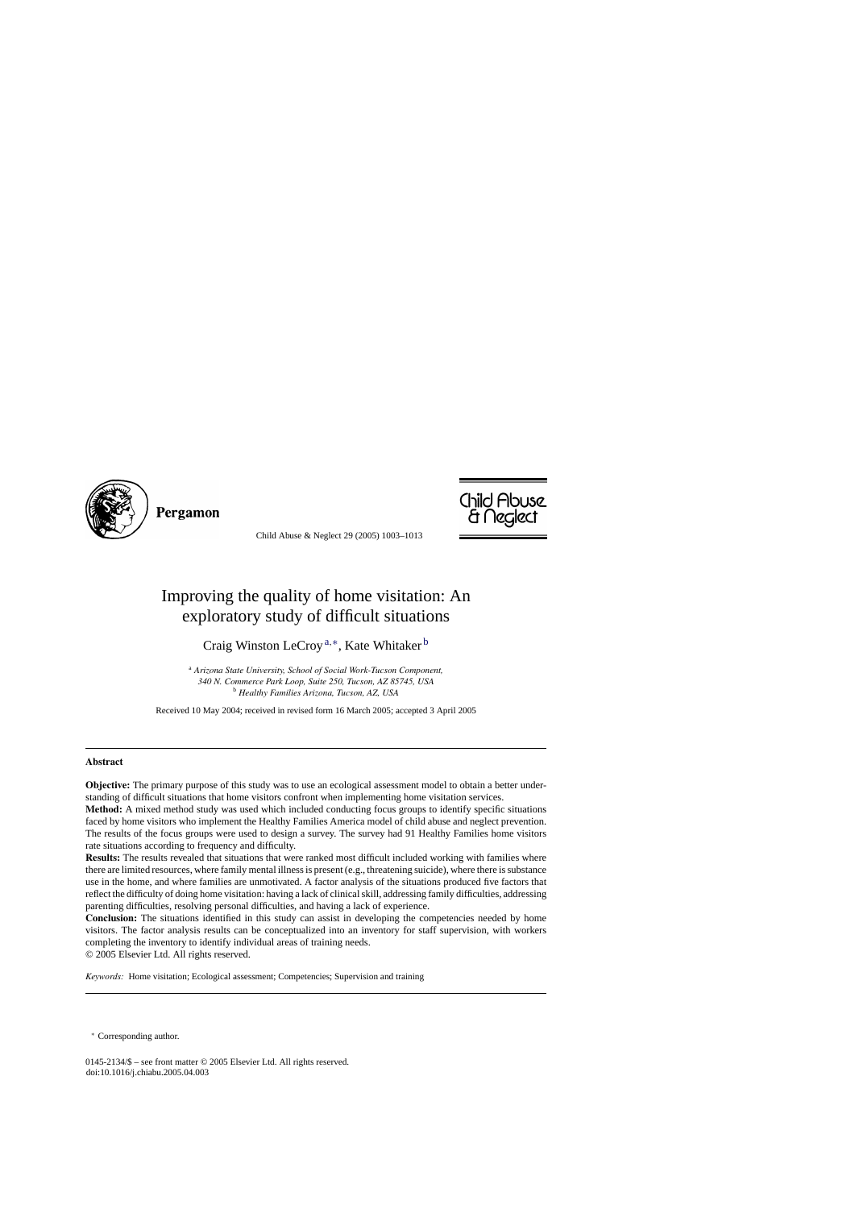# Improving the quality of home visitation: An exploratory study of difficult situations

Craig Winston LeCroy[a,∗], Kate Whitaker[b]

[a] *Arizona State University, School of Social Work-Tucson Component, 340 N. Commerce Park Loop, Suite 250, Tucson, AZ 85745, USA*
[b] *Healthy Families Arizona, Tucson, AZ, USA*

Received 10 May 2004; received in revised form 16 March 2005; accepted 3 April 2005

## Abstract

**Objective:** The primary purpose of this study was to use an ecological assessment model to obtain a better understanding of difficult situations that home visitors confront when implementing home visitation services.

**Method:** A mixed method study was used which included conducting focus groups to identify specific situations faced by home visitors who implement the Healthy Families America model of child abuse and neglect prevention. The results of the focus groups were used to design a survey. The survey had 91 Healthy Families home visitors rate situations according to frequency and difficulty.

**Results:** The results revealed that situations that were ranked most difficult included working with families where there are limited resources, where family mental illness is present (e.g., threatening suicide), where there is substance use in the home, and where families are unmotivated. A factor analysis of the situations produced five factors that reflect the difficulty of doing home visitation: having a lack of clinical skill, addressing family difficulties, addressing parenting difficulties, resolving personal difficulties, and having a lack of experience.

**Conclusion:** The situations identified in this study can assist in developing the competencies needed by home visitors. The factor analysis results can be conceptualized into an inventory for staff supervision, with workers completing the inventory to identify individual areas of training needs.

© 2005 Elsevier Ltd. All rights reserved.

*Keywords:* Home visitation; Ecological assessment; Competencies; Supervision and training

∗ Corresponding author.

0145-2134/$ – see front matter © 2005 Elsevier Ltd. All rights reserved.
doi:10.1016/j.chiabu.2005.04.003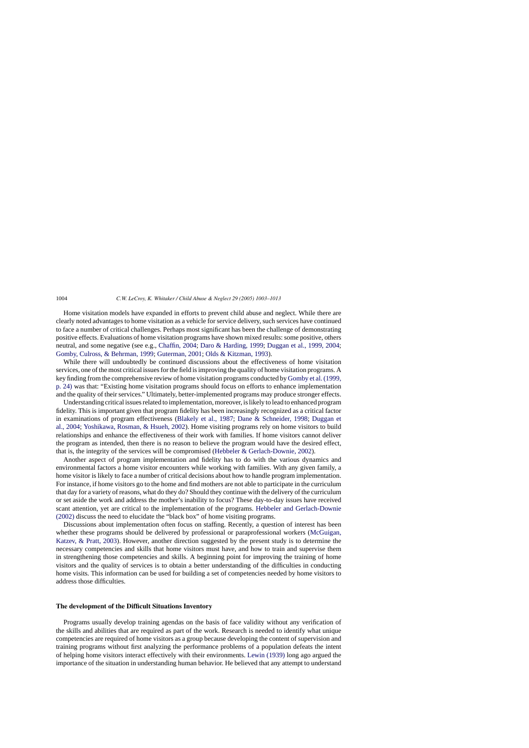Home visitation models have expanded in efforts to prevent child abuse and neglect. While there are clearly noted advantages to home visitation as a vehicle for service delivery, such services have continued to face a number of critical challenges. Perhaps most significant has been the challenge of demonstrating positive effects. Evaluations of home visitation programs have shown mixed results: some positive, others neutral, and some negative (see e.g., Chaffin, 2004; Daro & Harding, 1999; Duggan et al., 1999, 2004; Gomby, Culross, & Behrman, 1999; Guterman, 2001; Olds & Kitzman, 1993).

While there will undoubtedly be continued discussions about the effectiveness of home visitation services, one of the most critical issues for the field is improving the quality of home visitation programs. A key finding from the comprehensive review of home visitation programs conducted by Gomby et al. (1999, p. 24) was that: "Existing home visitation programs should focus on efforts to enhance implementation and the quality of their services." Ultimately, better-implemented programs may produce stronger effects.

Understanding critical issues related to implementation, moreover, is likely to lead to enhanced program fidelity. This is important given that program fidelity has been increasingly recognized as a critical factor in examinations of program effectiveness (Blakely et al., 1987; Dane & Schneider, 1998; Duggan et al., 2004; Yoshikawa, Rosman, & Hsueh, 2002). Home visiting programs rely on home visitors to build relationships and enhance the effectiveness of their work with families. If home visitors cannot deliver the program as intended, then there is no reason to believe the program would have the desired effect, that is, the integrity of the services will be compromised (Hebbeler & Gerlach-Downie, 2002).

Another aspect of program implementation and fidelity has to do with the various dynamics and environmental factors a home visitor encounters while working with families. With any given family, a home visitor is likely to face a number of critical decisions about how to handle program implementation. For instance, if home visitors go to the home and find mothers are not able to participate in the curriculum that day for a variety of reasons, what do they do? Should they continue with the delivery of the curriculum or set aside the work and address the mother's inability to focus? These day-to-day issues have received scant attention, yet are critical to the implementation of the programs. Hebbeler and Gerlach-Downie (2002) discuss the need to elucidate the "black box" of home visiting programs.

Discussions about implementation often focus on staffing. Recently, a question of interest has been whether these programs should be delivered by professional or paraprofessional workers (McGuigan, Katzev, & Pratt, 2003). However, another direction suggested by the present study is to determine the necessary competencies and skills that home visitors must have, and how to train and supervise them in strengthening those competencies and skills. A beginning point for improving the training of home visitors and the quality of services is to obtain a better understanding of the difficulties in conducting home visits. This information can be used for building a set of competencies needed by home visitors to address those difficulties.

### The development of the Difficult Situations Inventory

Programs usually develop training agendas on the basis of face validity without any verification of the skills and abilities that are required as part of the work. Research is needed to identify what unique competencies are required of home visitors as a group because developing the content of supervision and training programs without first analyzing the performance problems of a population defeats the intent of helping home visitors interact effectively with their environments. Lewin (1939) long ago argued the importance of the situation in understanding human behavior. He believed that any attempt to understand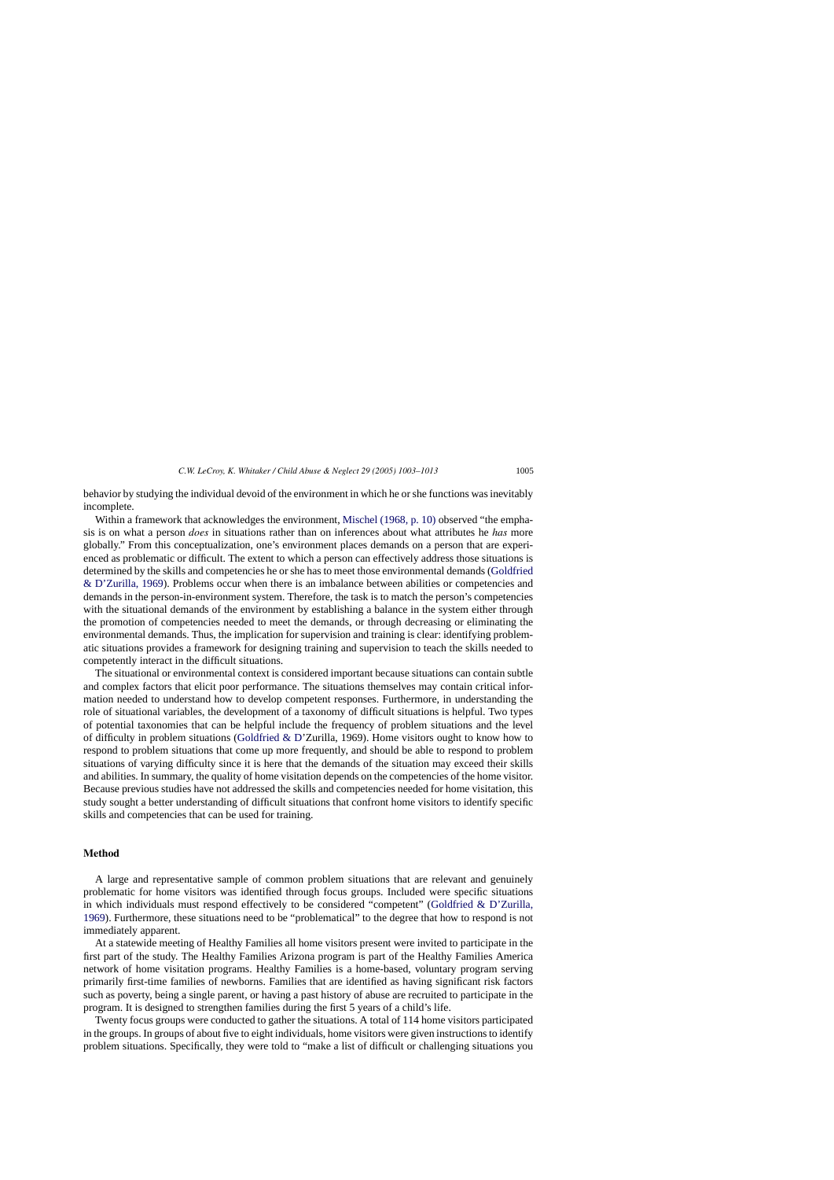behavior by studying the individual devoid of the environment in which he or she functions was inevitably incomplete.

Within a framework that acknowledges the environment, Mischel (1968, p. 10) observed "the emphasis is on what a person *does* in situations rather than on inferences about what attributes he *has* more globally." From this conceptualization, one's environment places demands on a person that are experienced as problematic or difficult. The extent to which a person can effectively address those situations is determined by the skills and competencies he or she has to meet those environmental demands (Goldfried & D'Zurilla, 1969). Problems occur when there is an imbalance between abilities or competencies and demands in the person-in-environment system. Therefore, the task is to match the person's competencies with the situational demands of the environment by establishing a balance in the system either through the promotion of competencies needed to meet the demands, or through decreasing or eliminating the environmental demands. Thus, the implication for supervision and training is clear: identifying problematic situations provides a framework for designing training and supervision to teach the skills needed to competently interact in the difficult situations.

The situational or environmental context is considered important because situations can contain subtle and complex factors that elicit poor performance. The situations themselves may contain critical information needed to understand how to develop competent responses. Furthermore, in understanding the role of situational variables, the development of a taxonomy of difficult situations is helpful. Two types of potential taxonomies that can be helpful include the frequency of problem situations and the level of difficulty in problem situations (Goldfried & D'Zurilla, 1969). Home visitors ought to know how to respond to problem situations that come up more frequently, and should be able to respond to problem situations of varying difficulty since it is here that the demands of the situation may exceed their skills and abilities. In summary, the quality of home visitation depends on the competencies of the home visitor. Because previous studies have not addressed the skills and competencies needed for home visitation, this study sought a better understanding of difficult situations that confront home visitors to identify specific skills and competencies that can be used for training.

## Method

A large and representative sample of common problem situations that are relevant and genuinely problematic for home visitors was identified through focus groups. Included were specific situations in which individuals must respond effectively to be considered "competent" (Goldfried & D'Zurilla, 1969). Furthermore, these situations need to be "problematical" to the degree that how to respond is not immediately apparent.

At a statewide meeting of Healthy Families all home visitors present were invited to participate in the first part of the study. The Healthy Families Arizona program is part of the Healthy Families America network of home visitation programs. Healthy Families is a home-based, voluntary program serving primarily first-time families of newborns. Families that are identified as having significant risk factors such as poverty, being a single parent, or having a past history of abuse are recruited to participate in the program. It is designed to strengthen families during the first 5 years of a child's life.

Twenty focus groups were conducted to gather the situations. A total of 114 home visitors participated in the groups. In groups of about five to eight individuals, home visitors were given instructions to identify problem situations. Specifically, they were told to "make a list of difficult or challenging situations you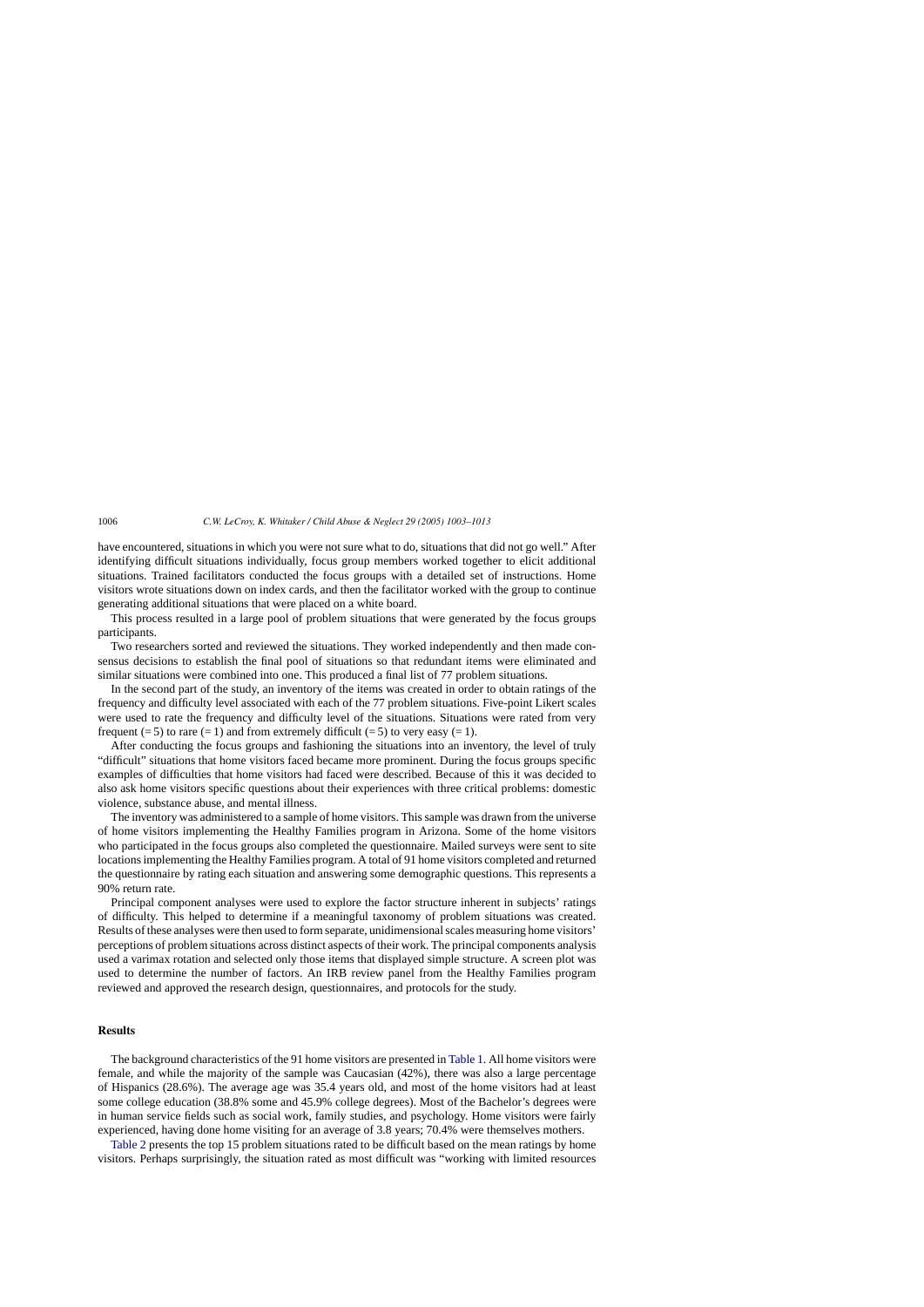have encountered, situations in which you were not sure what to do, situations that did not go well." After identifying difficult situations individually, focus group members worked together to elicit additional situations. Trained facilitators conducted the focus groups with a detailed set of instructions. Home visitors wrote situations down on index cards, and then the facilitator worked with the group to continue generating additional situations that were placed on a white board.

This process resulted in a large pool of problem situations that were generated by the focus groups participants.

Two researchers sorted and reviewed the situations. They worked independently and then made consensus decisions to establish the final pool of situations so that redundant items were eliminated and similar situations were combined into one. This produced a final list of 77 problem situations.

In the second part of the study, an inventory of the items was created in order to obtain ratings of the frequency and difficulty level associated with each of the 77 problem situations. Five-point Likert scales were used to rate the frequency and difficulty level of the situations. Situations were rated from very frequent (= 5) to rare (= 1) and from extremely difficult (= 5) to very easy (= 1).

After conducting the focus groups and fashioning the situations into an inventory, the level of truly "difficult" situations that home visitors faced became more prominent. During the focus groups specific examples of difficulties that home visitors had faced were described. Because of this it was decided to also ask home visitors specific questions about their experiences with three critical problems: domestic violence, substance abuse, and mental illness.

The inventory was administered to a sample of home visitors. This sample was drawn from the universe of home visitors implementing the Healthy Families program in Arizona. Some of the home visitors who participated in the focus groups also completed the questionnaire. Mailed surveys were sent to site locations implementing the Healthy Families program. A total of 91 home visitors completed and returned the questionnaire by rating each situation and answering some demographic questions. This represents a 90% return rate.

Principal component analyses were used to explore the factor structure inherent in subjects' ratings of difficulty. This helped to determine if a meaningful taxonomy of problem situations was created. Results of these analyses were then used to form separate, unidimensional scales measuring home visitors' perceptions of problem situations across distinct aspects of their work. The principal components analysis used a varimax rotation and selected only those items that displayed simple structure. A screen plot was used to determine the number of factors. An IRB review panel from the Healthy Families program reviewed and approved the research design, questionnaires, and protocols for the study.

## Results

The background characteristics of the 91 home visitors are presented in Table 1. All home visitors were female, and while the majority of the sample was Caucasian (42%), there was also a large percentage of Hispanics (28.6%). The average age was 35.4 years old, and most of the home visitors had at least some college education (38.8% some and 45.9% college degrees). Most of the Bachelor's degrees were in human service fields such as social work, family studies, and psychology. Home visitors were fairly experienced, having done home visiting for an average of 3.8 years; 70.4% were themselves mothers.

Table 2 presents the top 15 problem situations rated to be difficult based on the mean ratings by home visitors. Perhaps surprisingly, the situation rated as most difficult was "working with limited resources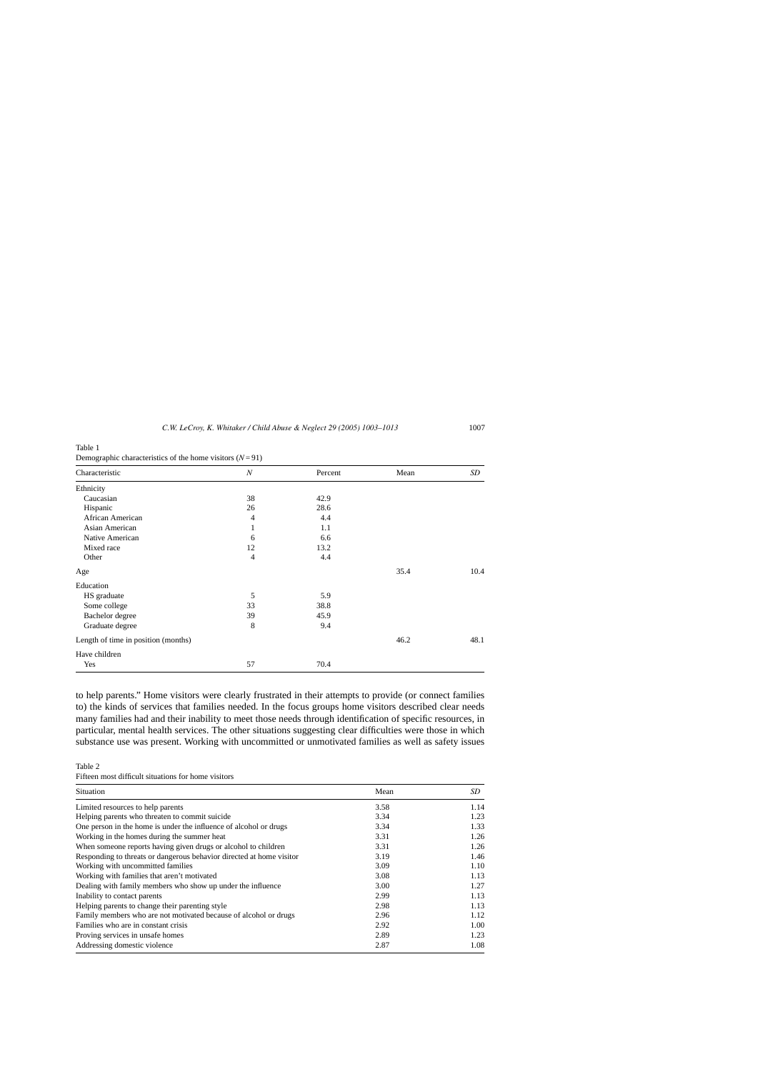Table 1
Demographic characteristics of the home visitors ($N = 91$)

| Characteristic | *N* | Percent | Mean | *SD* |
|---|---|---|---|---|
| Ethnicity | | | | |
| Caucasian | 38 | 42.9 | | |
| Hispanic | 26 | 28.6 | | |
| African American | 4 | 4.4 | | |
| Asian American | 1 | 1.1 | | |
| Native American | 6 | 6.6 | | |
| Mixed race | 12 | 13.2 | | |
| Other | 4 | 4.4 | | |
| Age | | | 35.4 | 10.4 |
| Education | | | | |
| HS graduate | 5 | 5.9 | | |
| Some college | 33 | 38.8 | | |
| Bachelor degree | 39 | 45.9 | | |
| Graduate degree | 8 | 9.4 | | |
| Length of time in position (months) | | | 46.2 | 48.1 |
| Have children | | | | |
| Yes | 57 | 70.4 | | |

to help parents." Home visitors were clearly frustrated in their attempts to provide (or connect families to) the kinds of services that families needed. In the focus groups home visitors described clear needs many families had and their inability to meet those needs through identification of specific resources, in particular, mental health services. The other situations suggesting clear difficulties were those in which substance use was present. Working with uncommitted or unmotivated families as well as safety issues

Table 2
Fifteen most difficult situations for home visitors

| Situation | Mean | *SD* |
|---|---|---|
| Limited resources to help parents | 3.58 | 1.14 |
| Helping parents who threaten to commit suicide | 3.34 | 1.23 |
| One person in the home is under the influence of alcohol or drugs | 3.34 | 1.33 |
| Working in the homes during the summer heat | 3.31 | 1.26 |
| When someone reports having given drugs or alcohol to children | 3.31 | 1.26 |
| Responding to threats or dangerous behavior directed at home visitor | 3.19 | 1.46 |
| Working with uncommitted families | 3.09 | 1.10 |
| Working with families that aren't motivated | 3.08 | 1.13 |
| Dealing with family members who show up under the influence | 3.00 | 1.27 |
| Inability to contact parents | 2.99 | 1.13 |
| Helping parents to change their parenting style | 2.98 | 1.13 |
| Family members who are not motivated because of alcohol or drugs | 2.96 | 1.12 |
| Families who are in constant crisis | 2.92 | 1.00 |
| Proving services in unsafe homes | 2.89 | 1.23 |
| Addressing domestic violence | 2.87 | 1.08 |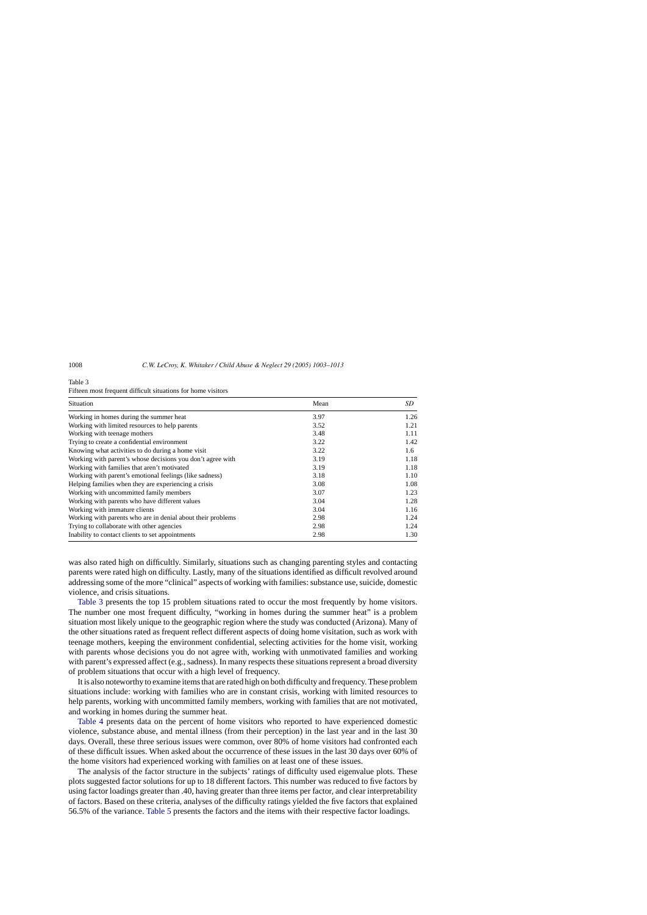Table 3
Fifteen most frequent difficult situations for home visitors

| Situation | Mean | *SD* |
| --- | --- | --- |
| Working in homes during the summer heat | 3.97 | 1.26 |
| Working with limited resources to help parents | 3.52 | 1.21 |
| Working with teenage mothers | 3.48 | 1.11 |
| Trying to create a confidential environment | 3.22 | 1.42 |
| Knowing what activities to do during a home visit | 3.22 | 1.6 |
| Working with parent's whose decisions you don't agree with | 3.19 | 1.18 |
| Working with families that aren't motivated | 3.19 | 1.18 |
| Working with parent's emotional feelings (like sadness) | 3.18 | 1.10 |
| Helping families when they are experiencing a crisis | 3.08 | 1.08 |
| Working with uncommitted family members | 3.07 | 1.23 |
| Working with parents who have different values | 3.04 | 1.28 |
| Working with immature clients | 3.04 | 1.16 |
| Working with parents who are in denial about their problems | 2.98 | 1.24 |
| Trying to collaborate with other agencies | 2.98 | 1.24 |
| Inability to contact clients to set appointments | 2.98 | 1.30 |

was also rated high on difficultly. Similarly, situations such as changing parenting styles and contacting parents were rated high on difficulty. Lastly, many of the situations identified as difficult revolved around addressing some of the more "clinical" aspects of working with families: substance use, suicide, domestic violence, and crisis situations.

Table 3 presents the top 15 problem situations rated to occur the most frequently by home visitors. The number one most frequent difficulty, "working in homes during the summer heat" is a problem situation most likely unique to the geographic region where the study was conducted (Arizona). Many of the other situations rated as frequent reflect different aspects of doing home visitation, such as work with teenage mothers, keeping the environment confidential, selecting activities for the home visit, working with parents whose decisions you do not agree with, working with unmotivated families and working with parent's expressed affect (e.g., sadness). In many respects these situations represent a broad diversity of problem situations that occur with a high level of frequency.

It is also noteworthy to examine items that are rated high on both difficulty and frequency. These problem situations include: working with families who are in constant crisis, working with limited resources to help parents, working with uncommitted family members, working with families that are not motivated, and working in homes during the summer heat.

Table 4 presents data on the percent of home visitors who reported to have experienced domestic violence, substance abuse, and mental illness (from their perception) in the last year and in the last 30 days. Overall, these three serious issues were common, over 80% of home visitors had confronted each of these difficult issues. When asked about the occurrence of these issues in the last 30 days over 60% of the home visitors had experienced working with families on at least one of these issues.

The analysis of the factor structure in the subjects' ratings of difficulty used eigenvalue plots. These plots suggested factor solutions for up to 18 different factors. This number was reduced to five factors by using factor loadings greater than .40, having greater than three items per factor, and clear interpretability of factors. Based on these criteria, analyses of the difficulty ratings yielded the five factors that explained 56.5% of the variance. Table 5 presents the factors and the items with their respective factor loadings.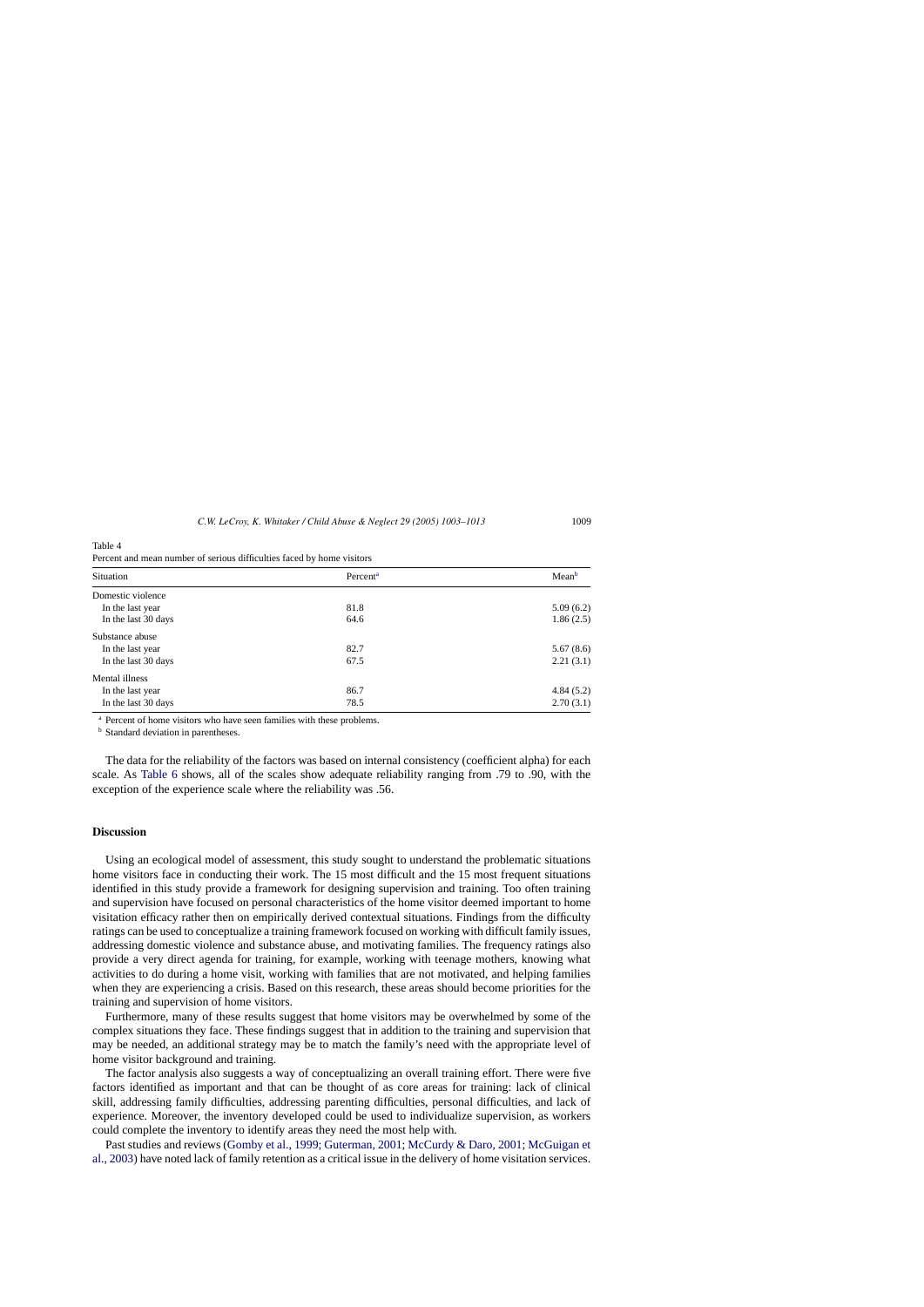Table 4
Percent and mean number of serious difficulties faced by home visitors

| Situation | Percent[a] | Mean[b] |
|---|---|---|
| Domestic violence | | |
| In the last year | 81.8 | 5.09 (6.2) |
| In the last 30 days | 64.6 | 1.86 (2.5) |
| Substance abuse | | |
| In the last year | 82.7 | 5.67 (8.6) |
| In the last 30 days | 67.5 | 2.21 (3.1) |
| Mental illness | | |
| In the last year | 86.7 | 4.84 (5.2) |
| In the last 30 days | 78.5 | 2.70 (3.1) |

[a] Percent of home visitors who have seen families with these problems.

[b] Standard deviation in parentheses.

The data for the reliability of the factors was based on internal consistency (coefficient alpha) for each scale. As Table 6 shows, all of the scales show adequate reliability ranging from .79 to .90, with the exception of the experience scale where the reliability was .56.

## Discussion

Using an ecological model of assessment, this study sought to understand the problematic situations home visitors face in conducting their work. The 15 most difficult and the 15 most frequent situations identified in this study provide a framework for designing supervision and training. Too often training and supervision have focused on personal characteristics of the home visitor deemed important to home visitation efficacy rather then on empirically derived contextual situations. Findings from the difficulty ratings can be used to conceptualize a training framework focused on working with difficult family issues, addressing domestic violence and substance abuse, and motivating families. The frequency ratings also provide a very direct agenda for training, for example, working with teenage mothers, knowing what activities to do during a home visit, working with families that are not motivated, and helping families when they are experiencing a crisis. Based on this research, these areas should become priorities for the training and supervision of home visitors.

Furthermore, many of these results suggest that home visitors may be overwhelmed by some of the complex situations they face. These findings suggest that in addition to the training and supervision that may be needed, an additional strategy may be to match the family's need with the appropriate level of home visitor background and training.

The factor analysis also suggests a way of conceptualizing an overall training effort. There were five factors identified as important and that can be thought of as core areas for training: lack of clinical skill, addressing family difficulties, addressing parenting difficulties, personal difficulties, and lack of experience. Moreover, the inventory developed could be used to individualize supervision, as workers could complete the inventory to identify areas they need the most help with.

Past studies and reviews (Gomby et al., 1999; Guterman, 2001; McCurdy & Daro, 2001; McGuigan et al., 2003) have noted lack of family retention as a critical issue in the delivery of home visitation services.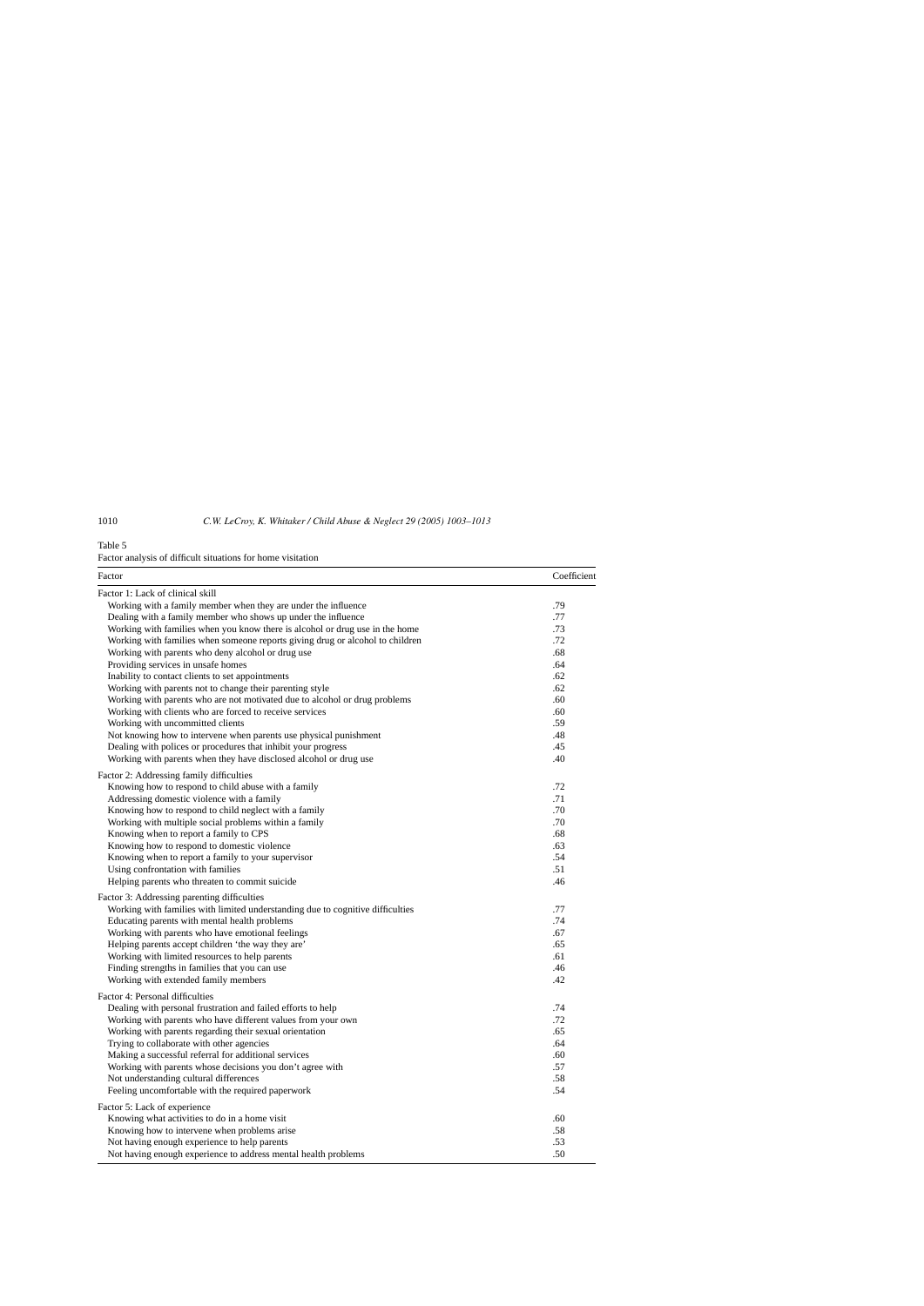Table 5
Factor analysis of difficult situations for home visitation

| Factor | Coefficient |
|---|---|
| Factor 1: Lack of clinical skill | |
| Working with a family member when they are under the influence | .79 |
| Dealing with a family member who shows up under the influence | .77 |
| Working with families when you know there is alcohol or drug use in the home | .73 |
| Working with families when someone reports giving drug or alcohol to children | .72 |
| Working with parents who deny alcohol or drug use | .68 |
| Providing services in unsafe homes | .64 |
| Inability to contact clients to set appointments | .62 |
| Working with parents not to change their parenting style | .62 |
| Working with parents who are not motivated due to alcohol or drug problems | .60 |
| Working with clients who are forced to receive services | .60 |
| Working with uncommitted clients | .59 |
| Not knowing how to intervene when parents use physical punishment | .48 |
| Dealing with polices or procedures that inhibit your progress | .45 |
| Working with parents when they have disclosed alcohol or drug use | .40 |
| Factor 2: Addressing family difficulties | |
| Knowing how to respond to child abuse with a family | .72 |
| Addressing domestic violence with a family | .71 |
| Knowing how to respond to child neglect with a family | .70 |
| Working with multiple social problems within a family | .70 |
| Knowing when to report a family to CPS | .68 |
| Knowing how to respond to domestic violence | .63 |
| Knowing when to report a family to your supervisor | .54 |
| Using confrontation with families | .51 |
| Helping parents who threaten to commit suicide | .46 |
| Factor 3: Addressing parenting difficulties | |
| Working with families with limited understanding due to cognitive difficulties | .77 |
| Educating parents with mental health problems | .74 |
| Working with parents who have emotional feelings | .67 |
| Helping parents accept children 'the way they are' | .65 |
| Working with limited resources to help parents | .61 |
| Finding strengths in families that you can use | .46 |
| Working with extended family members | .42 |
| Factor 4: Personal difficulties | |
| Dealing with personal frustration and failed efforts to help | .74 |
| Working with parents who have different values from your own | .72 |
| Working with parents regarding their sexual orientation | .65 |
| Trying to collaborate with other agencies | .64 |
| Making a successful referral for additional services | .60 |
| Working with parents whose decisions you don't agree with | .57 |
| Not understanding cultural differences | .58 |
| Feeling uncomfortable with the required paperwork | .54 |
| Factor 5: Lack of experience | |
| Knowing what activities to do in a home visit | .60 |
| Knowing how to intervene when problems arise | .58 |
| Not having enough experience to help parents | .53 |
| Not having enough experience to address mental health problems | .50 |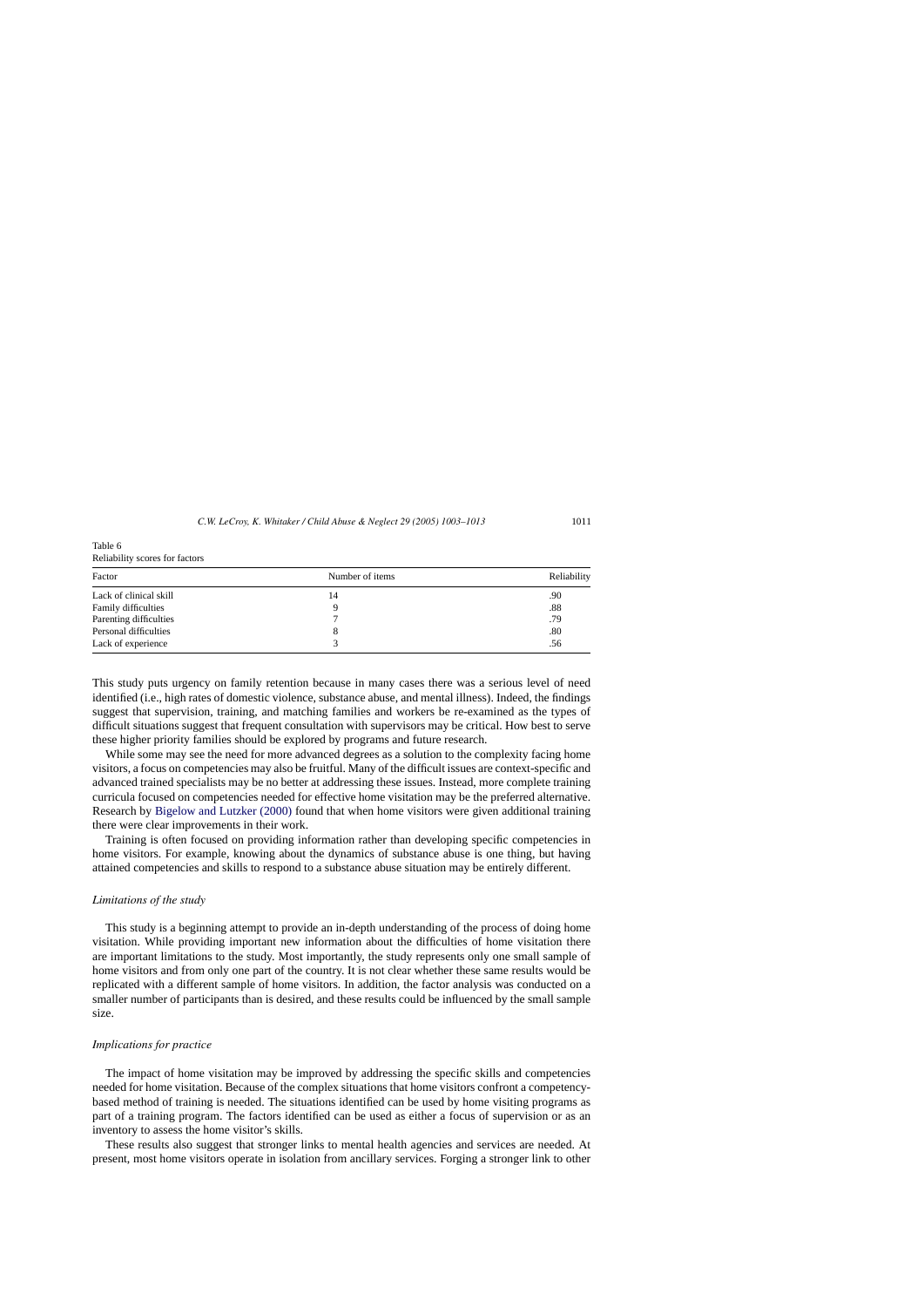Table 6
Reliability scores for factors

| Factor | Number of items | Reliability |
|---|---|---|
| Lack of clinical skill | 14 | .90 |
| Family difficulties | 9 | .88 |
| Parenting difficulties | 7 | .79 |
| Personal difficulties | 8 | .80 |
| Lack of experience | 3 | .56 |

This study puts urgency on family retention because in many cases there was a serious level of need identified (i.e., high rates of domestic violence, substance abuse, and mental illness). Indeed, the findings suggest that supervision, training, and matching families and workers be re-examined as the types of difficult situations suggest that frequent consultation with supervisors may be critical. How best to serve these higher priority families should be explored by programs and future research.

While some may see the need for more advanced degrees as a solution to the complexity facing home visitors, a focus on competencies may also be fruitful. Many of the difficult issues are context-specific and advanced trained specialists may be no better at addressing these issues. Instead, more complete training curricula focused on competencies needed for effective home visitation may be the preferred alternative. Research by Bigelow and Lutzker (2000) found that when home visitors were given additional training there were clear improvements in their work.

Training is often focused on providing information rather than developing specific competencies in home visitors. For example, knowing about the dynamics of substance abuse is one thing, but having attained competencies and skills to respond to a substance abuse situation may be entirely different.

### *Limitations of the study*

This study is a beginning attempt to provide an in-depth understanding of the process of doing home visitation. While providing important new information about the difficulties of home visitation there are important limitations to the study. Most importantly, the study represents only one small sample of home visitors and from only one part of the country. It is not clear whether these same results would be replicated with a different sample of home visitors. In addition, the factor analysis was conducted on a smaller number of participants than is desired, and these results could be influenced by the small sample size.

### *Implications for practice*

The impact of home visitation may be improved by addressing the specific skills and competencies needed for home visitation. Because of the complex situations that home visitors confront a competency-based method of training is needed. The situations identified can be used by home visiting programs as part of a training program. The factors identified can be used as either a focus of supervision or as an inventory to assess the home visitor's skills.

These results also suggest that stronger links to mental health agencies and services are needed. At present, most home visitors operate in isolation from ancillary services. Forging a stronger link to other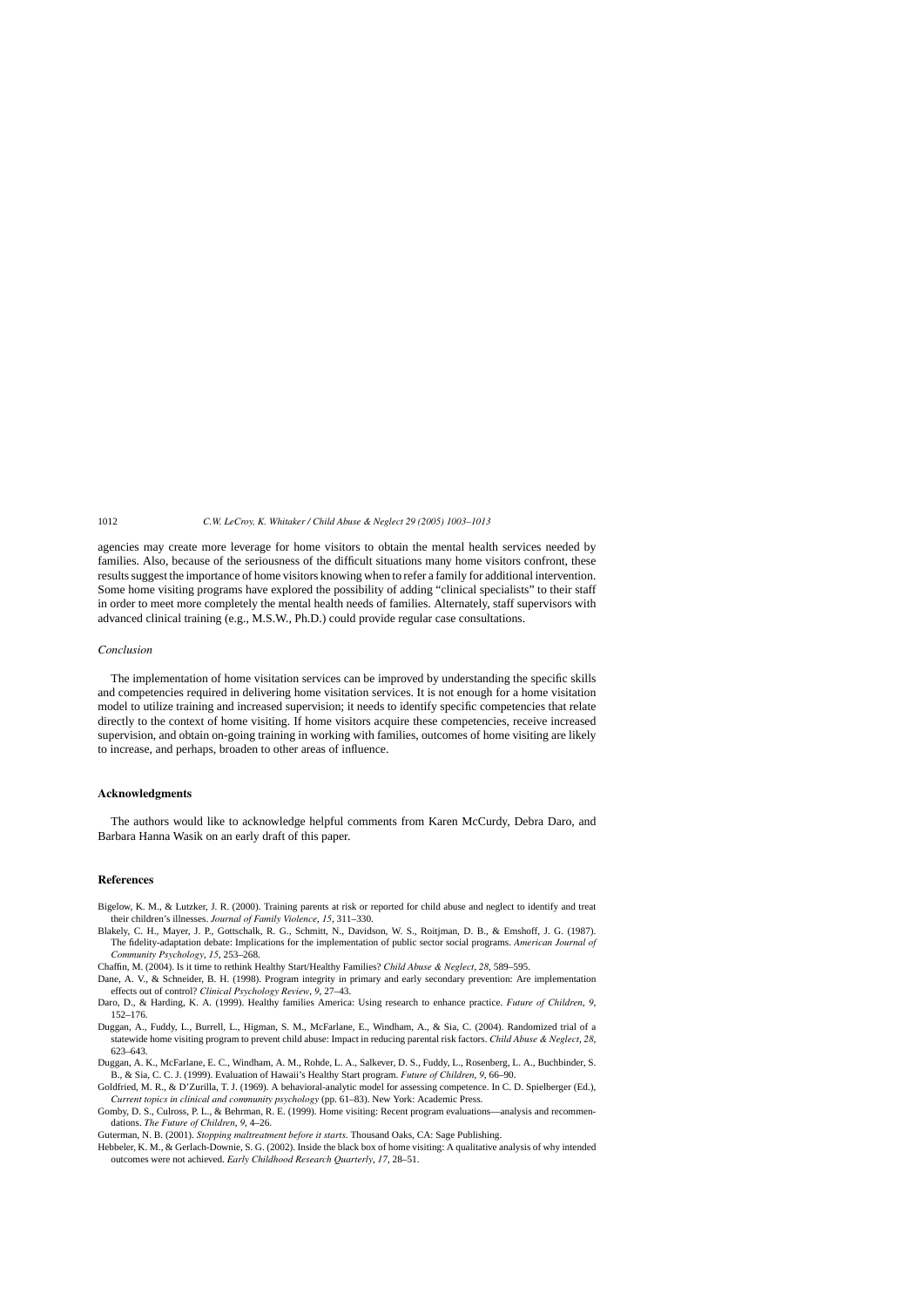agencies may create more leverage for home visitors to obtain the mental health services needed by families. Also, because of the seriousness of the difficult situations many home visitors confront, these results suggest the importance of home visitors knowing when to refer a family for additional intervention. Some home visiting programs have explored the possibility of adding "clinical specialists" to their staff in order to meet more completely the mental health needs of families. Alternately, staff supervisors with advanced clinical training (e.g., M.S.W., Ph.D.) could provide regular case consultations.

### *Conclusion*

The implementation of home visitation services can be improved by understanding the specific skills and competencies required in delivering home visitation services. It is not enough for a home visitation model to utilize training and increased supervision; it needs to identify specific competencies that relate directly to the context of home visiting. If home visitors acquire these competencies, receive increased supervision, and obtain on-going training in working with families, outcomes of home visiting are likely to increase, and perhaps, broaden to other areas of influence.

## Acknowledgments

The authors would like to acknowledge helpful comments from Karen McCurdy, Debra Daro, and Barbara Hanna Wasik on an early draft of this paper.

## References

Bigelow, K. M., & Lutzker, J. R. (2000). Training parents at risk or reported for child abuse and neglect to identify and treat their children's illnesses. *Journal of Family Violence*, *15*, 311–330.

Blakely, C. H., Mayer, J. P., Gottschalk, R. G., Schmitt, N., Davidson, W. S., Roitjman, D. B., & Emshoff, J. G. (1987). The fidelity-adaptation debate: Implications for the implementation of public sector social programs. *American Journal of Community Psychology*, *15*, 253–268.

Chaffin, M. (2004). Is it time to rethink Healthy Start/Healthy Families? *Child Abuse & Neglect*, *28*, 589–595.

Dane, A. V., & Schneider, B. H. (1998). Program integrity in primary and early secondary prevention: Are implementation effects out of control? *Clinical Psychology Review*, *9*, 27–43.

Daro, D., & Harding, K. A. (1999). Healthy families America: Using research to enhance practice. *Future of Children*, *9*, 152–176.

Duggan, A., Fuddy, L., Burrell, L., Higman, S. M., McFarlane, E., Windham, A., & Sia, C. (2004). Randomized trial of a statewide home visiting program to prevent child abuse: Impact in reducing parental risk factors. *Child Abuse & Neglect*, *28*, 623–643.

Duggan, A. K., McFarlane, E. C., Windham, A. M., Rohde, L. A., Salkever, D. S., Fuddy, L., Rosenberg, L. A., Buchbinder, S. B., & Sia, C. C. J. (1999). Evaluation of Hawaii's Healthy Start program. *Future of Children*, *9*, 66–90.

Goldfried, M. R., & D'Zurilla, T. J. (1969). A behavioral-analytic model for assessing competence. In C. D. Spielberger (Ed.), *Current topics in clinical and community psychology* (pp. 61–83). New York: Academic Press.

Gomby, D. S., Culross, P. L., & Behrman, R. E. (1999). Home visiting: Recent program evaluations—analysis and recommendations. *The Future of Children*, *9*, 4–26.

Guterman, N. B. (2001). *Stopping maltreatment before it starts*. Thousand Oaks, CA: Sage Publishing.

Hebbeler, K. M., & Gerlach-Downie, S. G. (2002). Inside the black box of home visiting: A qualitative analysis of why intended outcomes were not achieved. *Early Childhood Research Quarterly*, *17*, 28–51.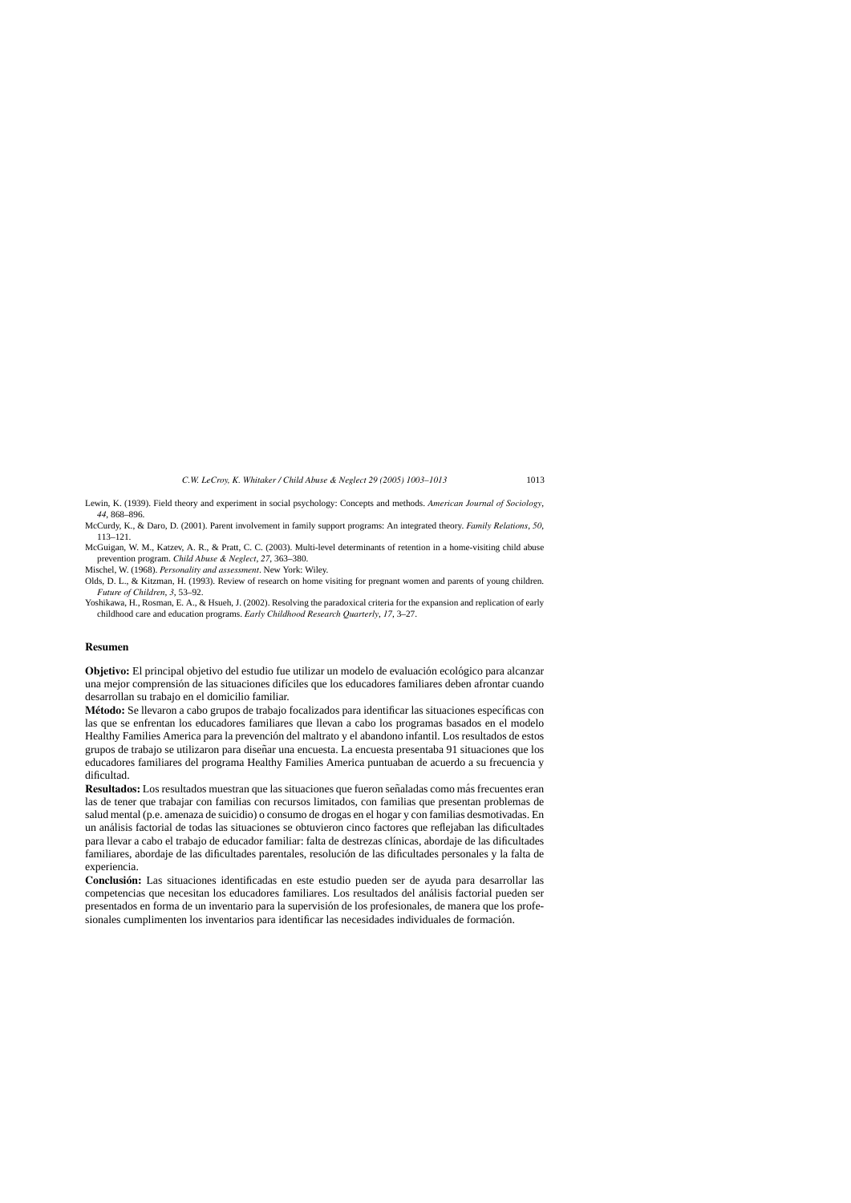Lewin, K. (1939). Field theory and experiment in social psychology: Concepts and methods. *American Journal of Sociology*, *44*, 868–896.

McCurdy, K., & Daro, D. (2001). Parent involvement in family support programs: An integrated theory. *Family Relations*, *50*, 113–121.

McGuigan, W. M., Katzev, A. R., & Pratt, C. C. (2003). Multi-level determinants of retention in a home-visiting child abuse prevention program. *Child Abuse & Neglect*, *27*, 363–380.

Mischel, W. (1968). *Personality and assessment*. New York: Wiley.

Olds, D. L., & Kitzman, H. (1993). Review of research on home visiting for pregnant women and parents of young children. *Future of Children*, *3*, 53–92.

Yoshikawa, H., Rosman, E. A., & Hsueh, J. (2002). Resolving the paradoxical criteria for the expansion and replication of early childhood care and education programs. *Early Childhood Research Quarterly*, *17*, 3–27.

## Resumen

**Objetivo:** El principal objetivo del estudio fue utilizar un modelo de evaluación ecológico para alcanzar una mejor comprensión de las situaciones difíciles que los educadores familiares deben afrontar cuando desarrollan su trabajo en el domicilio familiar.

**Método:** Se llevaron a cabo grupos de trabajo focalizados para identificar las situaciones específicas con las que se enfrentan los educadores familiares que llevan a cabo los programas basados en el modelo Healthy Families America para la prevención del maltrato y el abandono infantil. Los resultados de estos grupos de trabajo se utilizaron para diseñar una encuesta. La encuesta presentaba 91 situaciones que los educadores familiares del programa Healthy Families America puntuaban de acuerdo a su frecuencia y dificultad.

**Resultados:** Los resultados muestran que las situaciones que fueron señaladas como más frecuentes eran las de tener que trabajar con familias con recursos limitados, con familias que presentan problemas de salud mental (p.e. amenaza de suicidio) o consumo de drogas en el hogar y con familias desmotivadas. En un análisis factorial de todas las situaciones se obtuvieron cinco factores que reflejaban las dificultades para llevar a cabo el trabajo de educador familiar: falta de destrezas clínicas, abordaje de las dificultades familiares, abordaje de las dificultades parentales, resolución de las dificultades personales y la falta de experiencia.

**Conclusión:** Las situaciones identificadas en este estudio pueden ser de ayuda para desarrollar las competencias que necesitan los educadores familiares. Los resultados del análisis factorial pueden ser presentados en forma de un inventario para la supervisión de los profesionales, de manera que los profesionales cumplimenten los inventarios para identificar las necesidades individuales de formación.